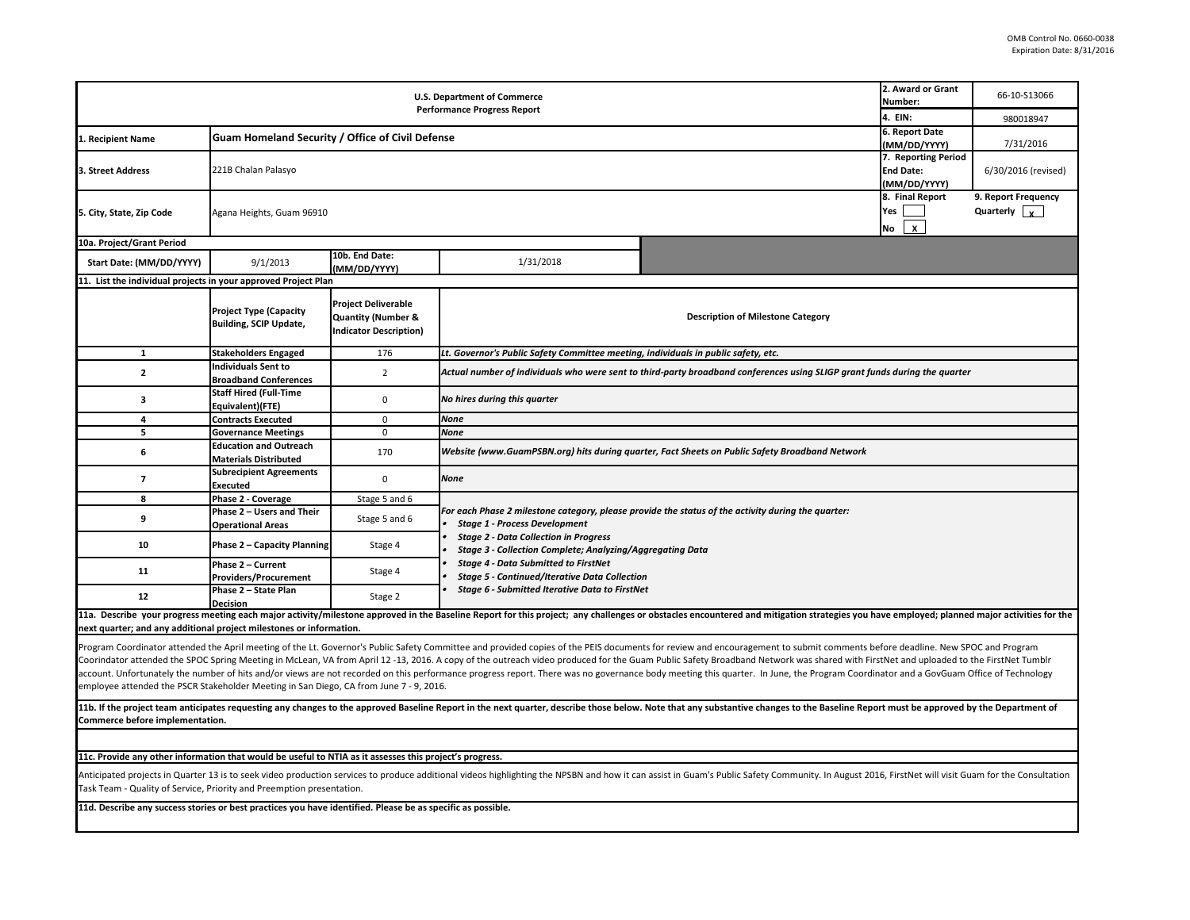OMB Control No. 0660-0038
Expiration Date: 8/31/2016

**U.S. Department of Commerce**
**Performance Progress Report**

| | | |
|---|---|---|
| **1. Recipient Name** | Guam Homeland Security / Office of Civil Defense | |
| **2. Award or Grant Number:** | 66-10-S13066 | |
| **4. EIN:** | 980018947 | |
| **6. Report Date (MM/DD/YYYY)** | 7/31/2016 | |
| **3. Street Address** | 221B Chalan Palasyo | |
| **7. Reporting Period End Date: (MM/DD/YYYY)** | 6/30/2016 (revised) | |
| **5. City, State, Zip Code** | Agana Heights, Guam 96910 | |
| **8. Final Report** | Yes [ ] No [x] | |
| **9. Report Frequency** | Quarterly [x] | |

**10a. Project/Grant Period**

| Start Date: (MM/DD/YYYY) | 9/1/2013 | 10b. End Date: (MM/DD/YYYY) | 1/31/2018 |
|---|---|---|---|

**11. List the individual projects in your approved Project Plan**

| | Project Type (Capacity Building, SCIP Update, | Project Deliverable Quantity (Number & Indicator Description) | Description of Milestone Category |
|---|---|---|---|
| 1 | Stakeholders Engaged | 176 | *Lt. Governor's Public Safety Committee meeting, individuals in public safety, etc.* |
| 2 | Individuals Sent to Broadband Conferences | 2 | *Actual number of individuals who were sent to third-party broadband conferences using SLIGP grant funds during the quarter* |
| 3 | Staff Hired (Full-Time Equivalent)(FTE) | 0 | *No hires during this quarter* |
| 4 | Contracts Executed | 0 | *None* |
| 5 | Governance Meetings | 0 | *None* |
| 6 | Education and Outreach Materials Distributed | 170 | *Website (www.GuamPSBN.org) hits during quarter, Fact Sheets on Public Safety Broadband Network* |
| 7 | Subrecipient Agreements Executed | 0 | *None* |
| 8 | Phase 2 - Coverage | Stage 5 and 6 | *For each Phase 2 milestone category, please provide the status of the activity during the quarter:* |
| 9 | Phase 2 – Users and Their Operational Areas | Stage 5 and 6 | • *Stage 1 - Process Development* • *Stage 2 - Data Collection in Progress* |
| 10 | Phase 2 – Capacity Planning | Stage 4 | • *Stage 3 - Collection Complete; Analyzing/Aggregating Data* • *Stage 4 - Data Submitted to FirstNet* |
| 11 | Phase 2 – Current Providers/Procurement | Stage 4 | • *Stage 5 - Continued/Iterative Data Collection* |
| 12 | Phase 2 – State Plan Decision | Stage 2 | • *Stage 6 - Submitted Iterative Data to FirstNet* |

**11a. Describe your progress meeting each major activity/milestone approved in the Baseline Report for this project; any challenges or obstacles encountered and mitigation strategies you have employed; planned major activities for the next quarter; and any additional project milestones or information.**

Program Coordinator attended the April meeting of the Lt. Governor's Public Safety Committee and provided copies of the PEIS documents for review and encouragement to submit comments before deadline. New SPOC and Program Coorindator attended the SPOC Spring Meeting in McLean, VA from April 12 -13, 2016. A copy of the outreach video produced for the Guam Public Safety Broadband Network was shared with FirstNet and uploaded to the FirstNet Tumblr account. Unfortunately the number of hits and/or views are not recorded on this performance progress report. There was no governance body meeting this quarter. In June, the Program Coordinator and a GovGuam Office of Technology employee attended the PSCR Stakeholder Meeting in San Diego, CA from June 7 - 9, 2016.

**11b. If the project team anticipates requesting any changes to the approved Baseline Report in the next quarter, describe those below. Note that any substantive changes to the Baseline Report must be approved by the Department of Commerce before implementation.**

**11c. Provide any other information that would be useful to NTIA as it assesses this project's progress.**

Anticipated projects in Quarter 13 is to seek video production services to produce additional videos highlighting the NPSBN and how it can assist in Guam's Public Safety Community. In August 2016, FirstNet will visit Guam for the Consultation Task Team - Quality of Service, Priority and Preemption presentation.

**11d. Describe any success stories or best practices you have identified. Please be as specific as possible.**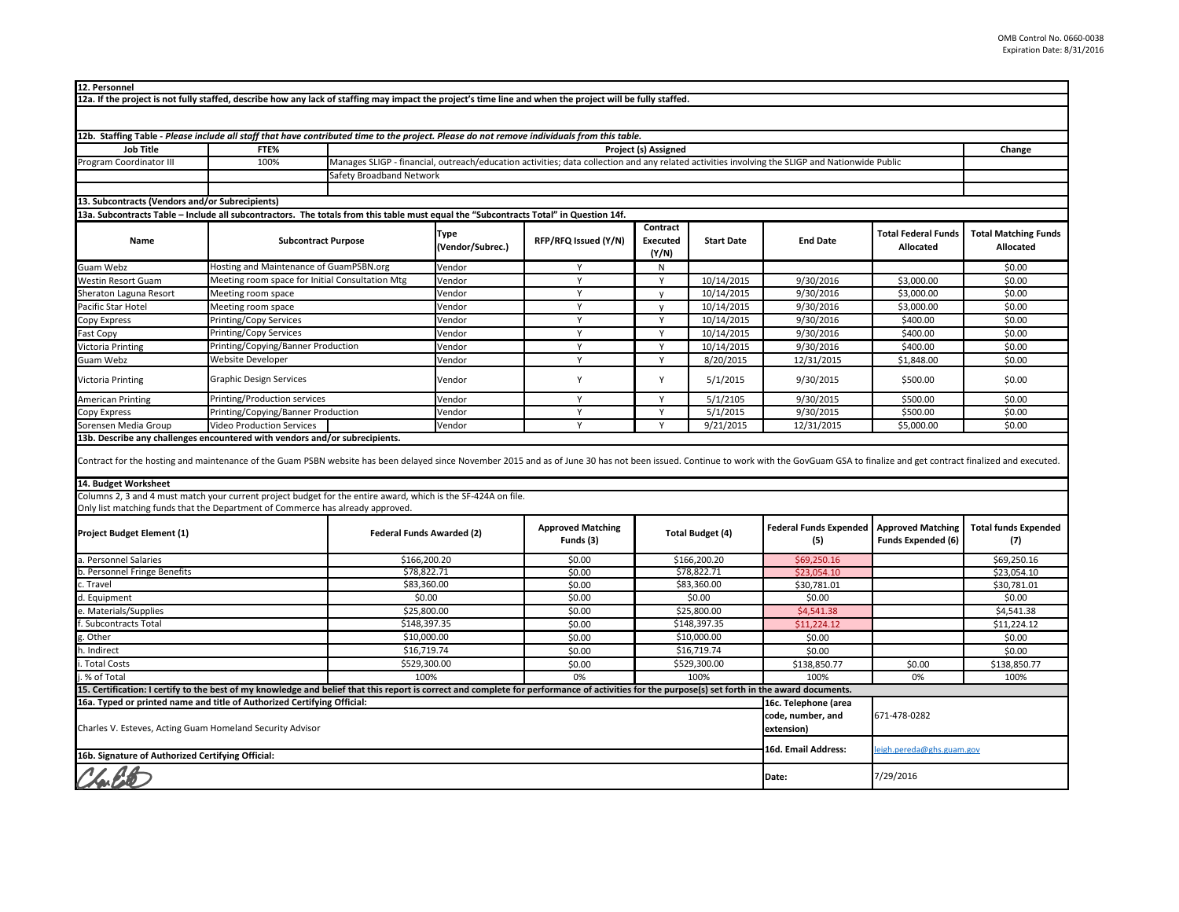## 12. Personnel

**12a. If the project is not fully staffed, describe how any lack of staffing may impact the project's time line and when the project will be fully staffed.**

**12b. Staffing Table** - *Please include all staff that have contributed time to the project. Please do not remove individuals from this table.*

| Job Title | FTE% | Project (s) Assigned | Change |
|---|---|---|---|
| Program Coordinator III | 100% | Manages SLIGP - financial, outreach/education activities; data collection and any related activities involving the SLIGP and Nationwide Public Safety Broadband Network | |
| | | | |

## 13. Subcontracts (Vendors and/or Subrecipients)

**13a. Subcontracts Table – Include all subcontractors. The totals from this table must equal the "Subcontracts Total" in Question 14f.**

| Name | Subcontract Purpose | Type (Vendor/Subrec.) | RFP/RFQ Issued (Y/N) | Contract Executed (Y/N) | Start Date | End Date | Total Federal Funds Allocated | Total Matching Funds Allocated |
|---|---|---|---|---|---|---|---|---|
| Guam Webz | Hosting and Maintenance of GuamPSBN.org | Vendor | Y | N | | | | $0.00 |
| Westin Resort Guam | Meeting room space for Initial Consultation Mtg | Vendor | Y | Y | 10/14/2015 | 9/30/2016 | $3,000.00 | $0.00 |
| Sheraton Laguna Resort | Meeting room space | Vendor | Y | y | 10/14/2015 | 9/30/2016 | $3,000.00 | $0.00 |
| Pacific Star Hotel | Meeting room space | Vendor | Y | y | 10/14/2015 | 9/30/2016 | $3,000.00 | $0.00 |
| Copy Express | Printing/Copy Services | Vendor | Y | Y | 10/14/2015 | 9/30/2016 | $400.00 | $0.00 |
| Fast Copy | Printing/Copy Services | Vendor | Y | Y | 10/14/2015 | 9/30/2016 | $400.00 | $0.00 |
| Victoria Printing | Printing/Copying/Banner Production | Vendor | Y | Y | 10/14/2015 | 9/30/2016 | $400.00 | $0.00 |
| Guam Webz | Website Developer | Vendor | Y | Y | 8/20/2015 | 12/31/2015 | $1,848.00 | $0.00 |
| Victoria Printing | Graphic Design Services | Vendor | Y | Y | 5/1/2015 | 9/30/2015 | $500.00 | $0.00 |
| American Printing | Printing/Production services | Vendor | Y | Y | 5/1/2105 | 9/30/2015 | $500.00 | $0.00 |
| Copy Express | Printing/Copying/Banner Production | Vendor | Y | Y | 5/1/2015 | 9/30/2015 | $500.00 | $0.00 |
| Sorensen Media Group | Video Production Services | Vendor | Y | Y | 9/21/2015 | 12/31/2015 | $5,000.00 | $0.00 |

**13b. Describe any challenges encountered with vendors and/or subrecipients.**

Contract for the hosting and maintenance of the Guam PSBN website has been delayed since November 2015 and as of June 30 has not been issued. Continue to work with the GovGuam GSA to finalize and get contract finalized and executed.

## 14. Budget Worksheet

Columns 2, 3 and 4 must match your current project budget for the entire award, which is the SF-424A on file.
Only list matching funds that the Department of Commerce has already approved.

| Project Budget Element (1) | Federal Funds Awarded (2) | Approved Matching Funds (3) | Total Budget (4) | Federal Funds Expended (5) | Approved Matching Funds Expended (6) | Total funds Expended (7) |
|---|---|---|---|---|---|---|
| a. Personnel Salaries | $166,200.20 | $0.00 | $166,200.20 | $69,250.16 | | $69,250.16 |
| b. Personnel Fringe Benefits | $78,822.71 | $0.00 | $78,822.71 | $23,054.10 | | $23,054.10 |
| c. Travel | $83,360.00 | $0.00 | $83,360.00 | $30,781.01 | | $30,781.01 |
| d. Equipment | $0.00 | $0.00 | $0.00 | $0.00 | | $0.00 |
| e. Materials/Supplies | $25,800.00 | $0.00 | $25,800.00 | $4,541.38 | | $4,541.38 |
| f. Subcontracts Total | $148,397.35 | $0.00 | $148,397.35 | $11,224.12 | | $11,224.12 |
| g. Other | $10,000.00 | $0.00 | $10,000.00 | $0.00 | | $0.00 |
| h. Indirect | $16,719.74 | $0.00 | $16,719.74 | $0.00 | | $0.00 |
| i. Total Costs | $529,300.00 | $0.00 | $529,300.00 | $138,850.77 | $0.00 | $138,850.77 |
| j. % of Total | 100% | 0% | 100% | 100% | 0% | 100% |

**15. Certification: I certify to the best of my knowledge and belief that this report is correct and complete for performance of activities for the purpose(s) set forth in the award documents.**

| | | |
|---|---|---|
| **16a. Typed or printed name and title of Authorized Certifying Official:** Charles V. Esteves, Acting Guam Homeland Security Advisor | **16c. Telephone (area code, number, and extension)** | 671-478-0282 |
| | **16d. Email Address:** | leigh.pereda@ghs.guam.gov |
| **16b. Signature of Authorized Certifying Official:** | **Date:** | 7/29/2016 |